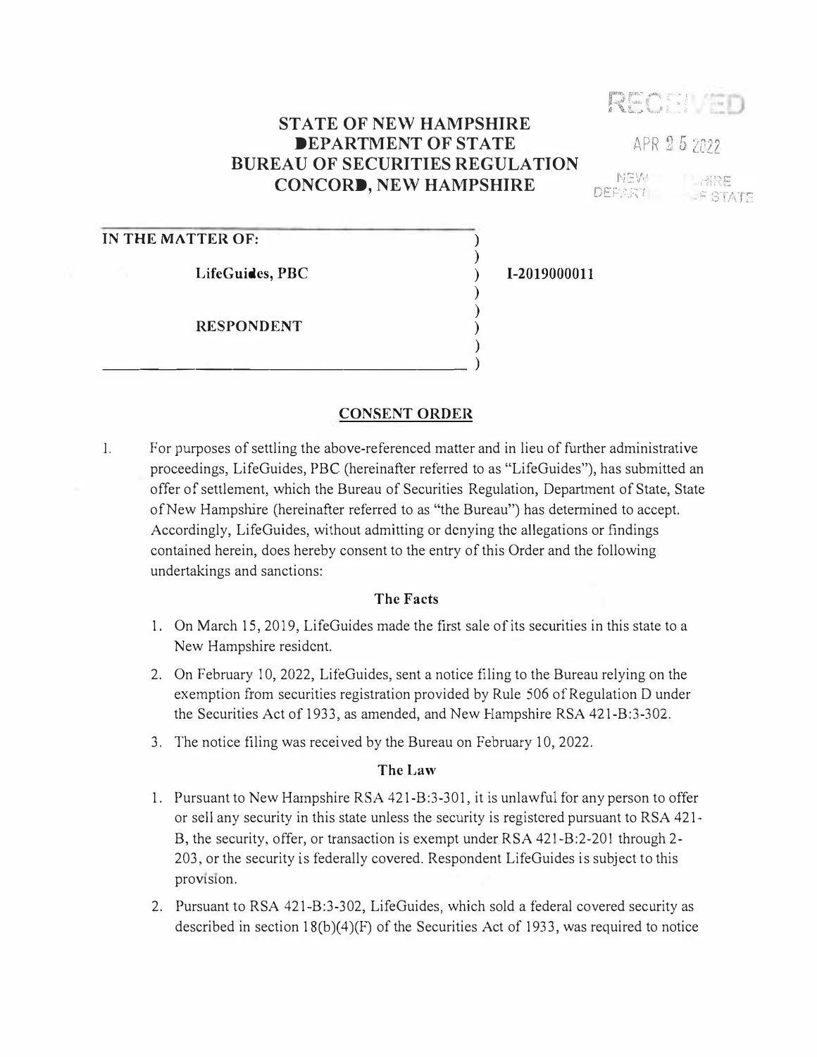RECEIVED

APR 25 2022

NEW HAMPSHIRE DEPARTMENT OF STATE

# STATE OF NEW HAMPSHIRE
# DEPARTMENT OF STATE
# BUREAU OF SECURITIES REGULATION
# CONCORD, NEW HAMPSHIRE

| | |
|---|---|
| **IN THE MATTER OF:**<br><br>**LifeGuides, PBC**<br><br>**RESPONDENT** | **I-2019000011** |

## CONSENT ORDER

1. For purposes of settling the above-referenced matter and in lieu of further administrative proceedings, LifeGuides, PBC (hereinafter referred to as "LifeGuides"), has submitted an offer of settlement, which the Bureau of Securities Regulation, Department of State, State of New Hampshire (hereinafter referred to as "the Bureau") has determined to accept. Accordingly, LifeGuides, without admitting or denying the allegations or findings contained herein, does hereby consent to the entry of this Order and the following undertakings and sanctions:

### The Facts

1. On March 15, 2019, LifeGuides made the first sale of its securities in this state to a New Hampshire resident.
2. On February 10, 2022, LifeGuides, sent a notice filing to the Bureau relying on the exemption from securities registration provided by Rule 506 of Regulation D under the Securities Act of 1933, as amended, and New Hampshire RSA 421-B:3-302.
3. The notice filing was received by the Bureau on February 10, 2022.

### The Law

1. Pursuant to New Hampshire RSA 421-B:3-301, it is unlawful for any person to offer or sell any security in this state unless the security is registered pursuant to RSA 421-B, the security, offer, or transaction is exempt under RSA 421-B:2-201 through 2-203, or the security is federally covered. Respondent LifeGuides is subject to this provision.
2. Pursuant to RSA 421-B:3-302, LifeGuides, which sold a federal covered security as described in section 18(b)(4)(F) of the Securities Act of 1933, was required to notice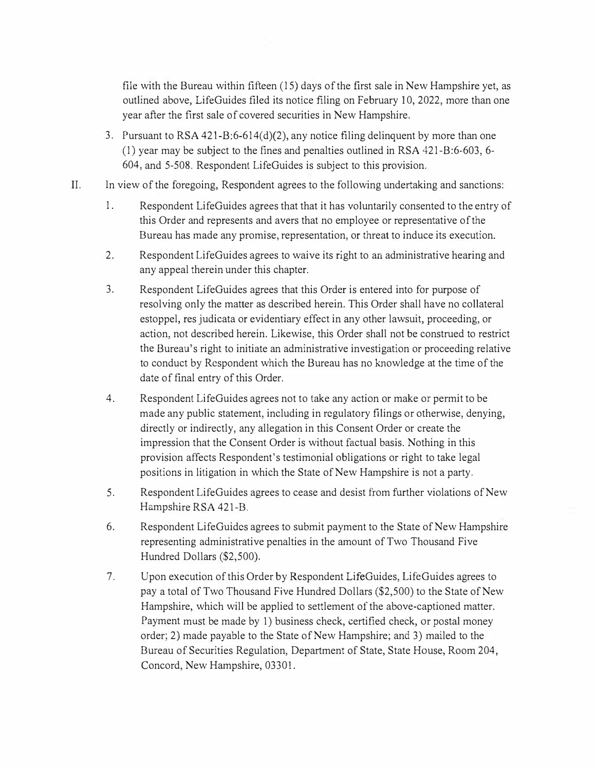file with the Bureau within fifteen (15) days of the first sale in New Hampshire yet, as outlined above, LifeGuides filed its notice filing on February 10, 2022, more than one year after the first sale of covered securities in New Hampshire.

3. Pursuant to RSA 421-B:6-614(d)(2), any notice filing delinquent by more than one (1) year may be subject to the fines and penalties outlined in RSA 421-B:6-603, 6-604, and 5-508. Respondent LifeGuides is subject to this provision.

II. In view of the foregoing, Respondent agrees to the following undertaking and sanctions:

1. Respondent LifeGuides agrees that that it has voluntarily consented to the entry of this Order and represents and avers that no employee or representative of the Bureau has made any promise, representation, or threat to induce its execution.

2. Respondent LifeGuides agrees to waive its right to an administrative hearing and any appeal therein under this chapter.

3. Respondent LifeGuides agrees that this Order is entered into for purpose of resolving only the matter as described herein. This Order shall have no collateral estoppel, res judicata or evidentiary effect in any other lawsuit, proceeding, or action, not described herein. Likewise, this Order shall not be construed to restrict the Bureau's right to initiate an administrative investigation or proceeding relative to conduct by Respondent which the Bureau has no knowledge at the time of the date of final entry of this Order.

4. Respondent LifeGuides agrees not to take any action or make or permit to be made any public statement, including in regulatory filings or otherwise, denying, directly or indirectly, any allegation in this Consent Order or create the impression that the Consent Order is without factual basis. Nothing in this provision affects Respondent's testimonial obligations or right to take legal positions in litigation in which the State of New Hampshire is not a party.

5. Respondent LifeGuides agrees to cease and desist from further violations of New Hampshire RSA 421-B.

6. Respondent LifeGuides agrees to submit payment to the State of New Hampshire representing administrative penalties in the amount of Two Thousand Five Hundred Dollars ($2,500).

7. Upon execution of this Order by Respondent LifeGuides, LifeGuides agrees to pay a total of Two Thousand Five Hundred Dollars ($2,500) to the State of New Hampshire, which will be applied to settlement of the above-captioned matter. Payment must be made by 1) business check, certified check, or postal money order; 2) made payable to the State of New Hampshire; and 3) mailed to the Bureau of Securities Regulation, Department of State, State House, Room 204, Concord, New Hampshire, 03301.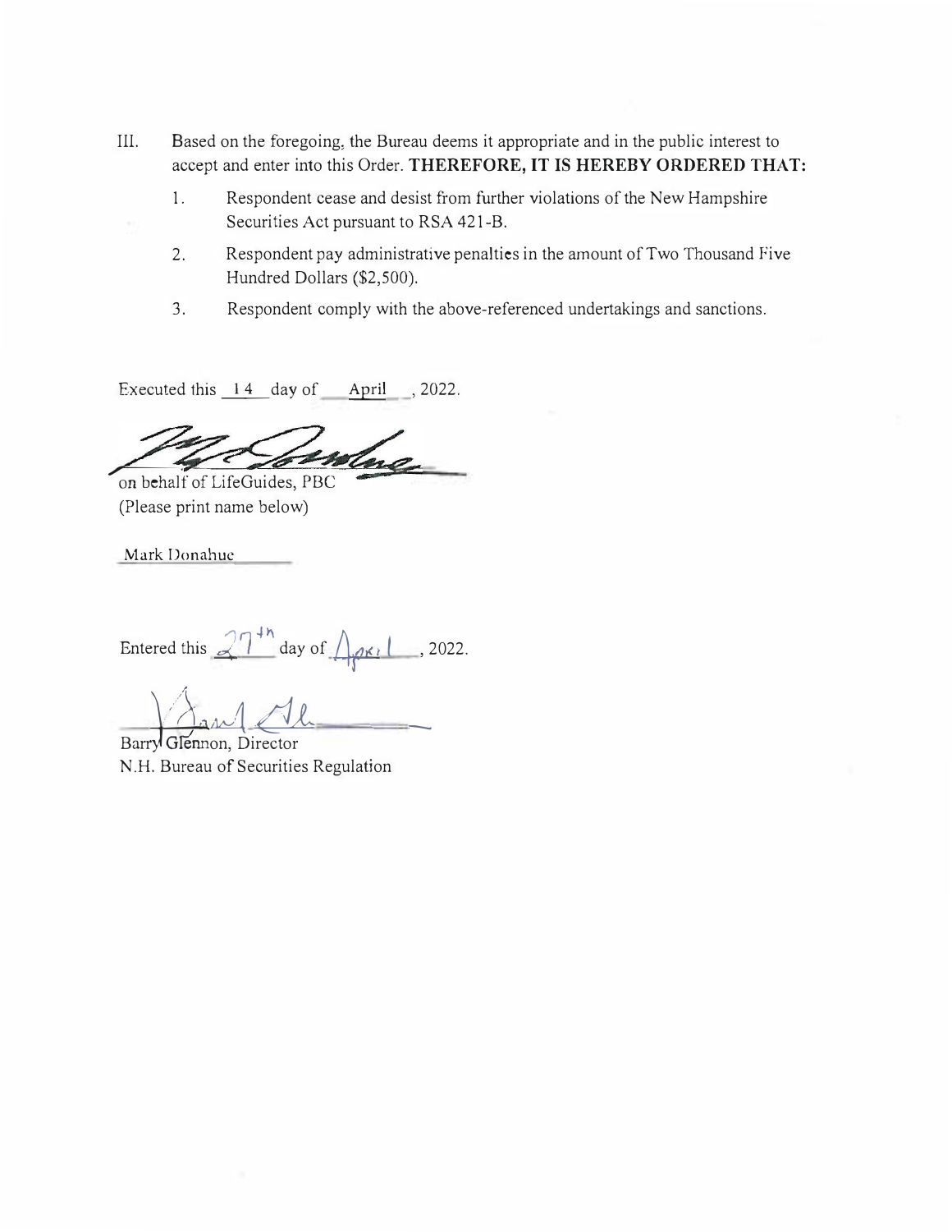III. Based on the foregoing, the Bureau deems it appropriate and in the public interest to accept and enter into this Order. **THEREFORE, IT IS HEREBY ORDERED THAT:**

1. Respondent cease and desist from further violations of the New Hampshire Securities Act pursuant to RSA 421-B.
2. Respondent pay administrative penalties in the amount of Two Thousand Five Hundred Dollars ($2,500).
3. Respondent comply with the above-referenced undertakings and sanctions.

Executed this 14 day of April, 2022.

on behalf of LifeGuides, PBC
(Please print name below)

Mark Donahue

Entered this 27th day of April, 2022.

Barry Glennon, Director
N.H. Bureau of Securities Regulation